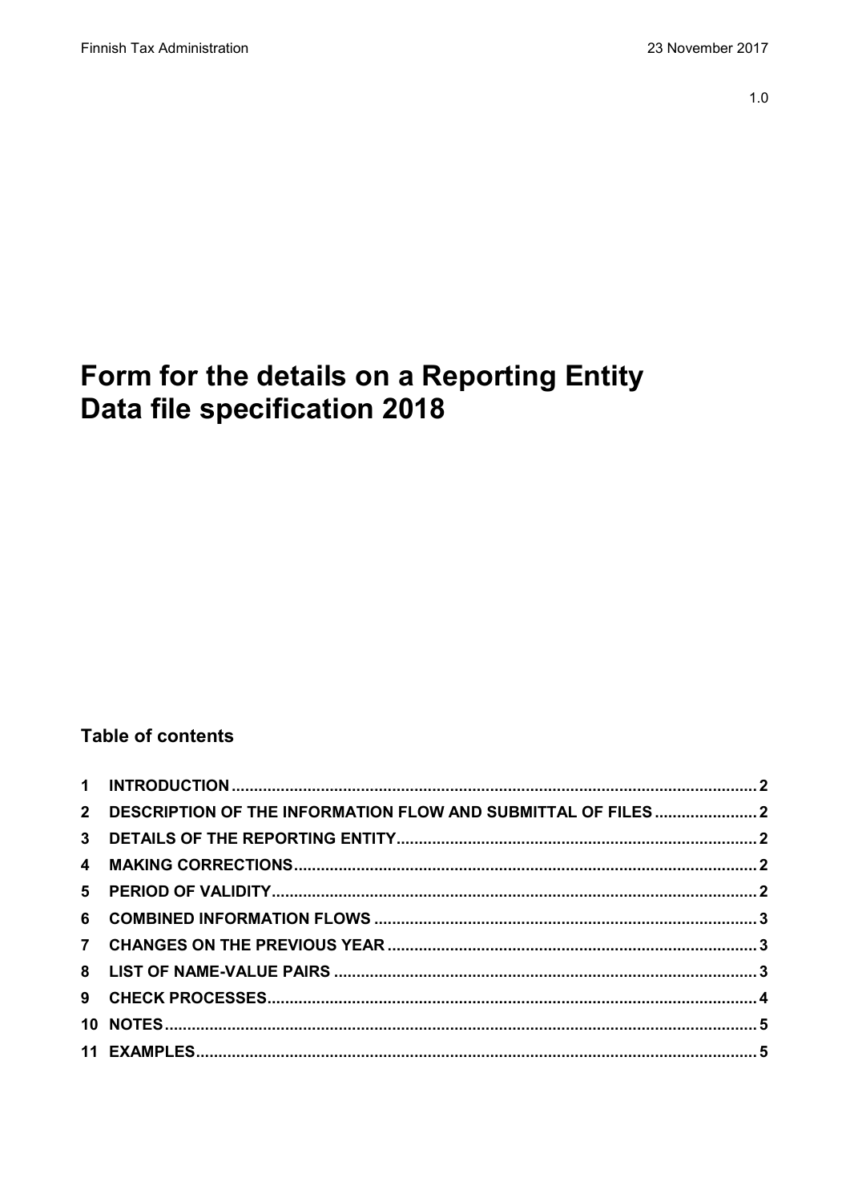1.0

# Form for the details on a Reporting Entity Data file specification 2018

## Table of contents

1 INTRODUCTION ........................................................................................................ 2
2 DESCRIPTION OF THE INFORMATION FLOW AND SUBMITTAL OF FILES ........................ 2
3 DETAILS OF THE REPORTING ENTITY ............................................................................ 2
4 MAKING CORRECTIONS .............................................................................................. 2
5 PERIOD OF VALIDITY .................................................................................................. 2
6 COMBINED INFORMATION FLOWS ............................................................................... 3
7 CHANGES ON THE PREVIOUS YEAR .............................................................................. 3
8 LIST OF NAME-VALUE PAIRS ......................................................................................... 3
9 CHECK PROCESSES ...................................................................................................... 4
10 NOTES ......................................................................................................................... 5
11 EXAMPLES ................................................................................................................... 5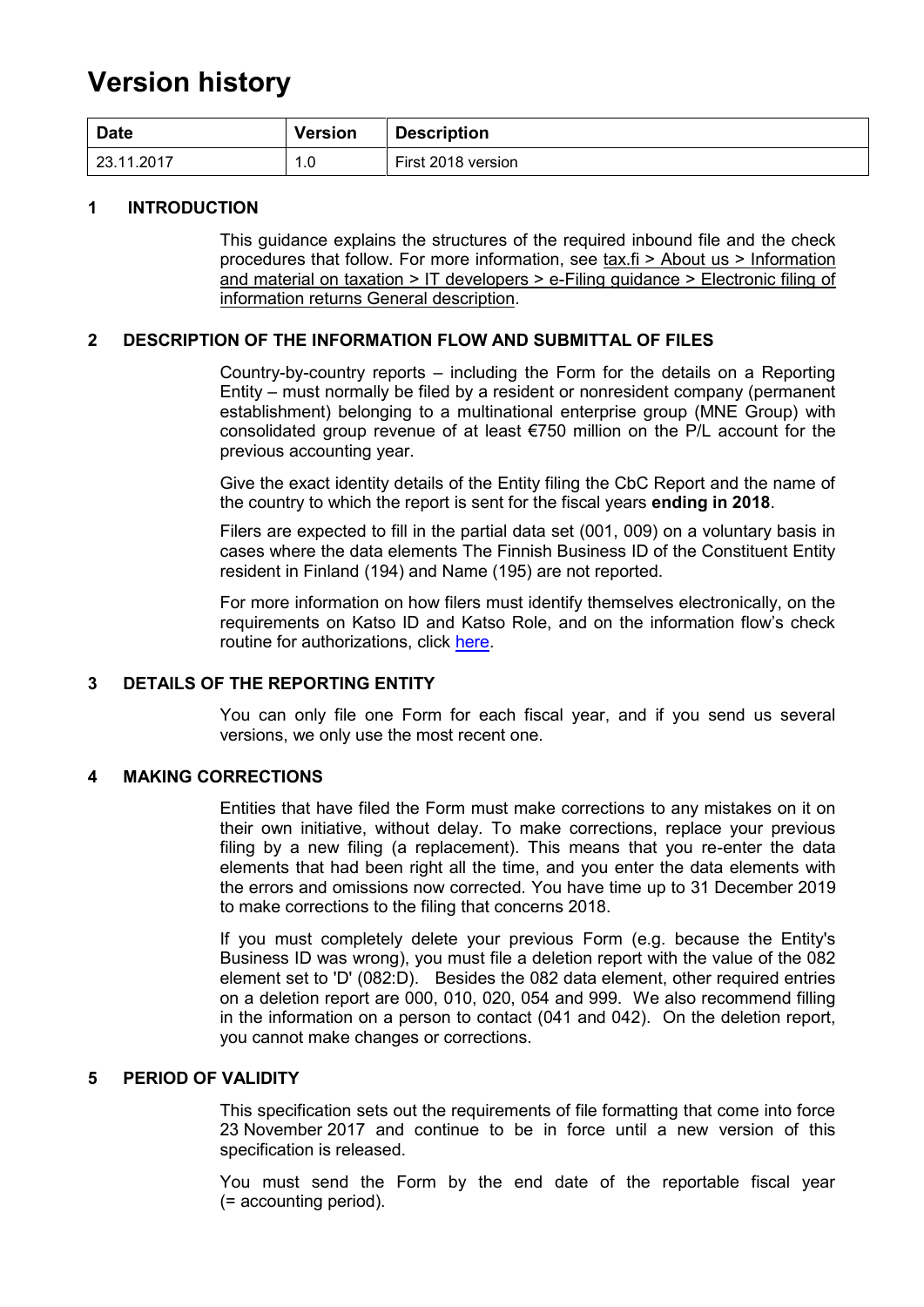# Version history

| Date | Version | Description |
|---|---|---|
| 23.11.2017 | 1.0 | First 2018 version |

## 1 INTRODUCTION

This guidance explains the structures of the required inbound file and the check procedures that follow. For more information, see tax.fi > About us > Information and material on taxation > IT developers > e-Filing guidance > Electronic filing of information returns General description.

## 2 DESCRIPTION OF THE INFORMATION FLOW AND SUBMITTAL OF FILES

Country-by-country reports – including the Form for the details on a Reporting Entity – must normally be filed by a resident or nonresident company (permanent establishment) belonging to a multinational enterprise group (MNE Group) with consolidated group revenue of at least €750 million on the P/L account for the previous accounting year.

Give the exact identity details of the Entity filing the CbC Report and the name of the country to which the report is sent for the fiscal years **ending in 2018**.

Filers are expected to fill in the partial data set (001, 009) on a voluntary basis in cases where the data elements The Finnish Business ID of the Constituent Entity resident in Finland (194) and Name (195) are not reported.

For more information on how filers must identify themselves electronically, on the requirements on Katso ID and Katso Role, and on the information flow's check routine for authorizations, click here.

## 3 DETAILS OF THE REPORTING ENTITY

You can only file one Form for each fiscal year, and if you send us several versions, we only use the most recent one.

## 4 MAKING CORRECTIONS

Entities that have filed the Form must make corrections to any mistakes on it on their own initiative, without delay. To make corrections, replace your previous filing by a new filing (a replacement). This means that you re-enter the data elements that had been right all the time, and you enter the data elements with the errors and omissions now corrected. You have time up to 31 December 2019 to make corrections to the filing that concerns 2018.

If you must completely delete your previous Form (e.g. because the Entity's Business ID was wrong), you must file a deletion report with the value of the 082 element set to 'D' (082:D). Besides the 082 data element, other required entries on a deletion report are 000, 010, 020, 054 and 999. We also recommend filling in the information on a person to contact (041 and 042). On the deletion report, you cannot make changes or corrections.

## 5 PERIOD OF VALIDITY

This specification sets out the requirements of file formatting that come into force 23 November 2017 and continue to be in force until a new version of this specification is released.

You must send the Form by the end date of the reportable fiscal year (= accounting period).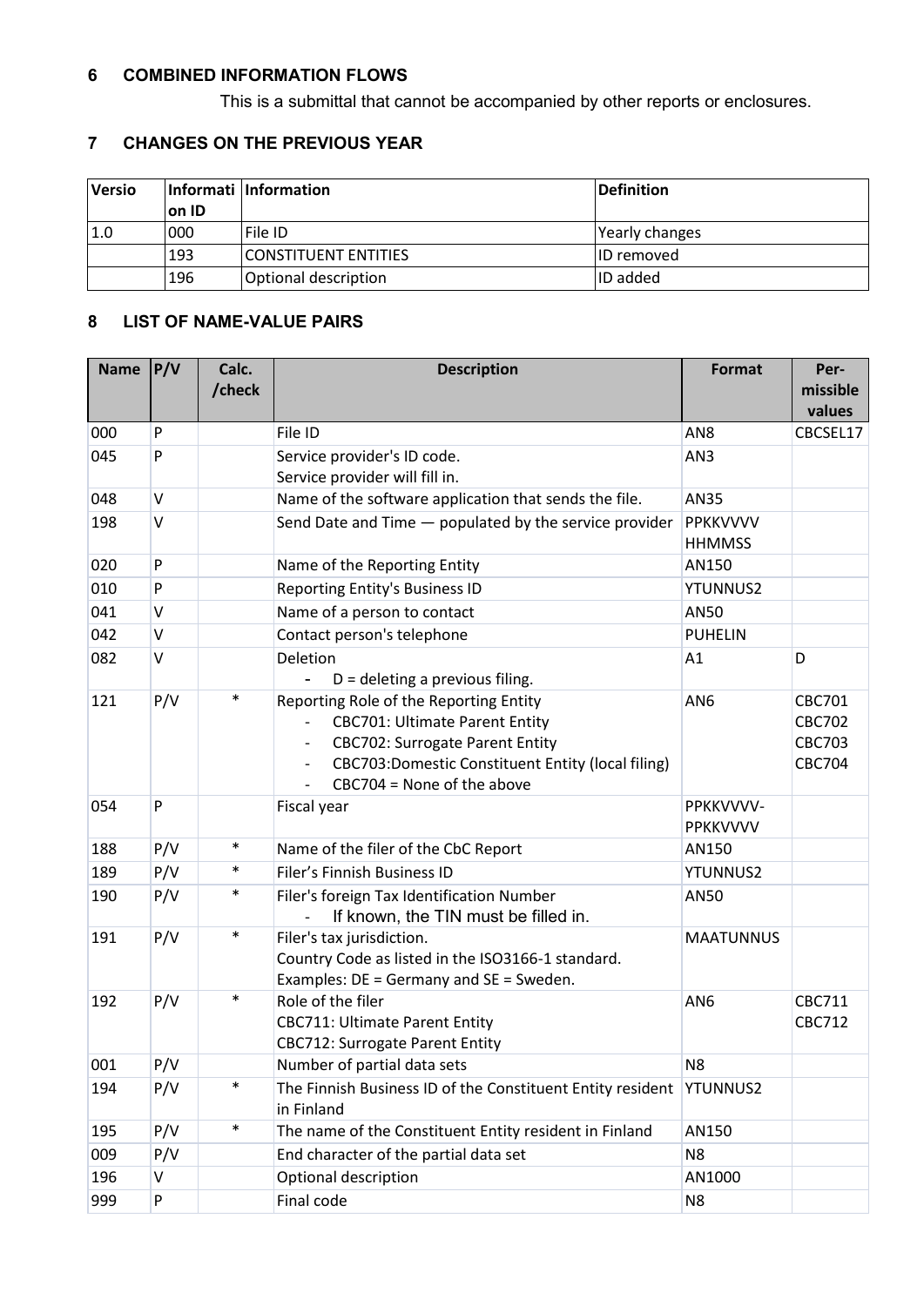## 6 COMBINED INFORMATION FLOWS

This is a submittal that cannot be accompanied by other reports or enclosures.

## 7 CHANGES ON THE PREVIOUS YEAR

| Versio | Information ID | Information | Definition |
|---|---|---|---|
| 1.0 | 000 | File ID | Yearly changes |
| | 193 | CONSTITUENT ENTITIES | ID removed |
| | 196 | Optional description | ID added |

## 8 LIST OF NAME-VALUE PAIRS

| Name | P/V | Calc. /check | Description | Format | Per-missible values |
|---|---|---|---|---|---|
| 000 | P | | File ID | AN8 | CBCSEL17 |
| 045 | P | | Service provider's ID code.<br>Service provider will fill in. | AN3 | |
| 048 | V | | Name of the software application that sends the file. | AN35 | |
| 198 | V | | Send Date and Time — populated by the service provider | PPKKVVVV HHMMSS | |
| 020 | P | | Name of the Reporting Entity | AN150 | |
| 010 | P | | Reporting Entity's Business ID | YTUNNUS2 | |
| 041 | V | | Name of a person to contact | AN50 | |
| 042 | V | | Contact person's telephone | PUHELIN | |
| 082 | V | | Deletion<br>- D = deleting a previous filing. | A1 | D |
| 121 | P/V | * | Reporting Role of the Reporting Entity<br>- CBC701: Ultimate Parent Entity<br>- CBC702: Surrogate Parent Entity<br>- CBC703:Domestic Constituent Entity (local filing)<br>- CBC704 = None of the above | AN6 | CBC701<br>CBC702<br>CBC703<br>CBC704 |
| 054 | P | | Fiscal year | PPKKVVVV-PPKKVVVV | |
| 188 | P/V | * | Name of the filer of the CbC Report | AN150 | |
| 189 | P/V | * | Filer's Finnish Business ID | YTUNNUS2 | |
| 190 | P/V | * | Filer's foreign Tax Identification Number<br>- If known, the TIN must be filled in. | AN50 | |
| 191 | P/V | * | Filer's tax jurisdiction.<br>Country Code as listed in the ISO3166-1 standard.<br>Examples: DE = Germany and SE = Sweden. | MAATUNNUS | |
| 192 | P/V | * | Role of the filer<br>CBC711: Ultimate Parent Entity<br>CBC712: Surrogate Parent Entity | AN6 | CBC711<br>CBC712 |
| 001 | P/V | | Number of partial data sets | N8 | |
| 194 | P/V | * | The Finnish Business ID of the Constituent Entity resident in Finland | YTUNNUS2 | |
| 195 | P/V | * | The name of the Constituent Entity resident in Finland | AN150 | |
| 009 | P/V | | End character of the partial data set | N8 | |
| 196 | V | | Optional description | AN1000 | |
| 999 | P | | Final code | N8 | |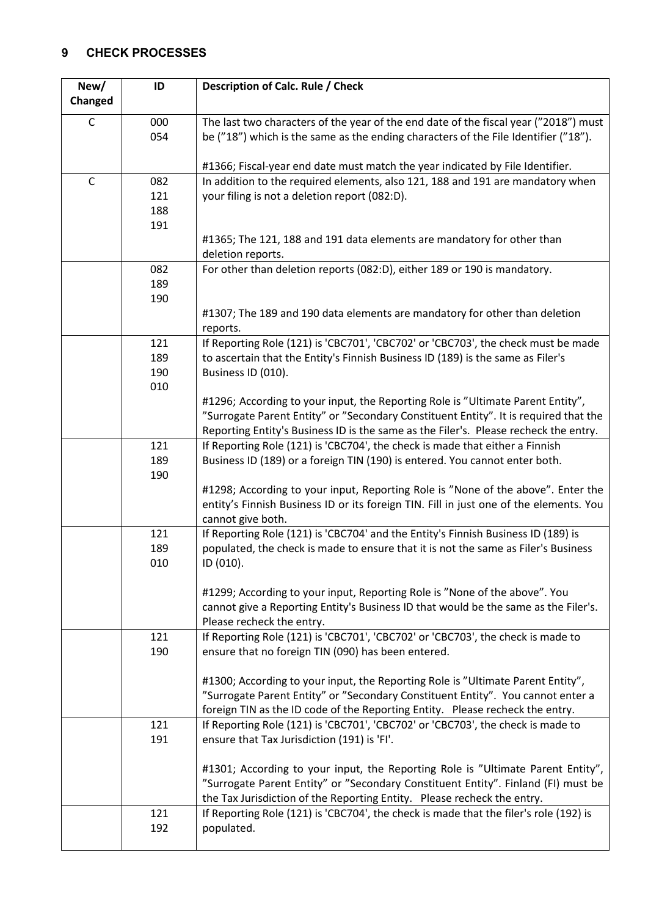## 9 CHECK PROCESSES

| New/ Changed | ID | Description of Calc. Rule / Check |
|---|---|---|
| C | 000<br>054 | The last two characters of the year of the end date of the fiscal year (”2018”) must be (”18”) which is the same as the ending characters of the File Identifier (”18”).<br><br>#1366; Fiscal-year end date must match the year indicated by File Identifier. |
| C | 082<br>121<br>188<br>191 | In addition to the required elements, also 121, 188 and 191 are mandatory when your filing is not a deletion report (082:D).<br><br>#1365; The 121, 188 and 191 data elements are mandatory for other than deletion reports. |
| | 082<br>189<br>190 | For other than deletion reports (082:D), either 189 or 190 is mandatory.<br><br>#1307; The 189 and 190 data elements are mandatory for other than deletion reports. |
| | 121<br>189<br>190<br>010 | If Reporting Role (121) is 'CBC701', 'CBC702' or 'CBC703', the check must be made to ascertain that the Entity's Finnish Business ID (189) is the same as Filer's Business ID (010).<br><br>#1296; According to your input, the Reporting Role is ”Ultimate Parent Entity”, ”Surrogate Parent Entity” or ”Secondary Constituent Entity”. It is required that the Reporting Entity's Business ID is the same as the Filer's. Please recheck the entry. |
| | 121<br>189<br>190 | If Reporting Role (121) is 'CBC704', the check is made that either a Finnish Business ID (189) or a foreign TIN (190) is entered. You cannot enter both.<br><br>#1298; According to your input, Reporting Role is ”None of the above”. Enter the entity’s Finnish Business ID or its foreign TIN. Fill in just one of the elements. You cannot give both. |
| | 121<br>189<br>010 | If Reporting Role (121) is 'CBC704' and the Entity's Finnish Business ID (189) is populated, the check is made to ensure that it is not the same as Filer's Business ID (010).<br><br>#1299; According to your input, Reporting Role is ”None of the above”. You cannot give a Reporting Entity's Business ID that would be the same as the Filer's. Please recheck the entry. |
| | 121<br>190 | If Reporting Role (121) is 'CBC701', 'CBC702' or 'CBC703', the check is made to ensure that no foreign TIN (090) has been entered.<br><br>#1300; According to your input, the Reporting Role is ”Ultimate Parent Entity”, ”Surrogate Parent Entity” or ”Secondary Constituent Entity”. You cannot enter a foreign TIN as the ID code of the Reporting Entity. Please recheck the entry. |
| | 121<br>191 | If Reporting Role (121) is 'CBC701', 'CBC702' or 'CBC703', the check is made to ensure that Tax Jurisdiction (191) is 'FI'.<br><br>#1301; According to your input, the Reporting Role is ”Ultimate Parent Entity”, ”Surrogate Parent Entity” or ”Secondary Constituent Entity”. Finland (FI) must be the Tax Jurisdiction of the Reporting Entity. Please recheck the entry. |
| | 121<br>192 | If Reporting Role (121) is 'CBC704', the check is made that the filer's role (192) is populated. |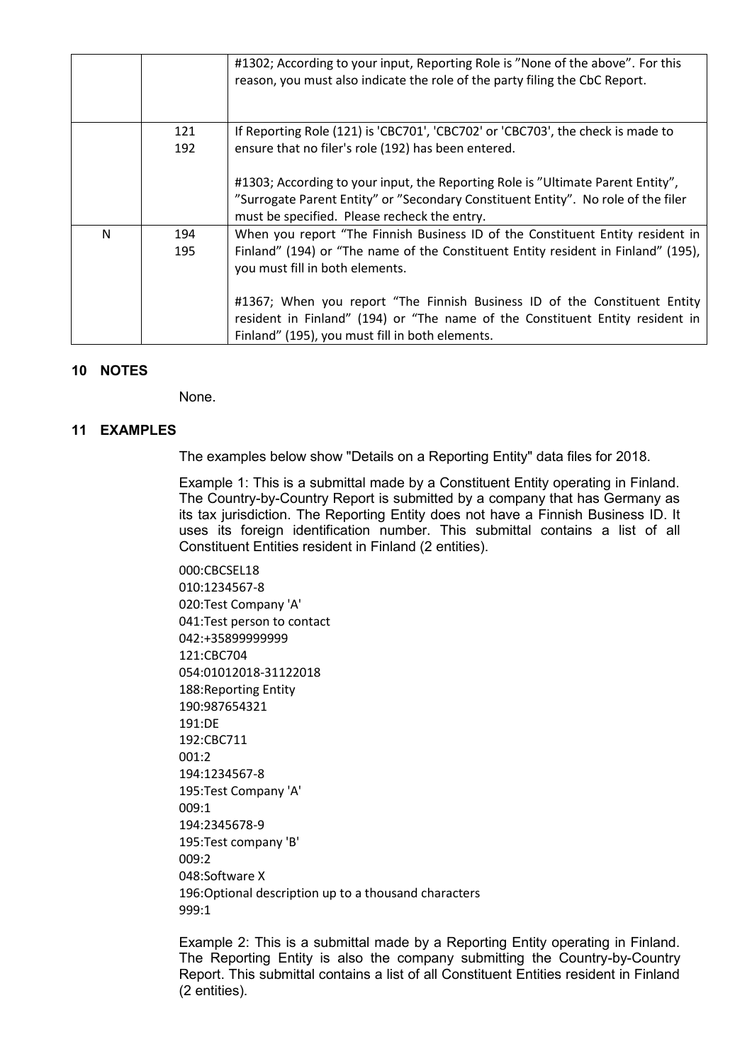|  |  | #1302; According to your input, Reporting Role is "None of the above". For this reason, you must also indicate the role of the party filing the CbC Report. |
|---|---|---|
|  | 121<br>192 | If Reporting Role (121) is 'CBC701', 'CBC702' or 'CBC703', the check is made to ensure that no filer's role (192) has been entered.<br><br>#1303; According to your input, the Reporting Role is "Ultimate Parent Entity", "Surrogate Parent Entity" or "Secondary Constituent Entity". No role of the filer must be specified. Please recheck the entry. |
| N | 194<br>195 | When you report "The Finnish Business ID of the Constituent Entity resident in Finland" (194) or "The name of the Constituent Entity resident in Finland" (195), you must fill in both elements.<br><br>#1367; When you report "The Finnish Business ID of the Constituent Entity resident in Finland" (194) or "The name of the Constituent Entity resident in Finland" (195), you must fill in both elements. |

## 10 NOTES

None.

## 11 EXAMPLES

The examples below show "Details on a Reporting Entity" data files for 2018.

Example 1: This is a submittal made by a Constituent Entity operating in Finland. The Country-by-Country Report is submitted by a company that has Germany as its tax jurisdiction. The Reporting Entity does not have a Finnish Business ID. It uses its foreign identification number. This submittal contains a list of all Constituent Entities resident in Finland (2 entities).

```
000:CBCSEL18
010:1234567-8
020:Test Company 'A'
041:Test person to contact
042:+35899999999
121:CBC704
054:01012018-31122018
188:Reporting Entity
190:987654321
191:DE
192:CBC711
001:2
194:1234567-8
195:Test Company 'A'
009:1
194:2345678-9
195:Test company 'B'
009:2
048:Software X
196:Optional description up to a thousand characters
999:1
```

Example 2: This is a submittal made by a Reporting Entity operating in Finland. The Reporting Entity is also the company submitting the Country-by-Country Report. This submittal contains a list of all Constituent Entities resident in Finland (2 entities).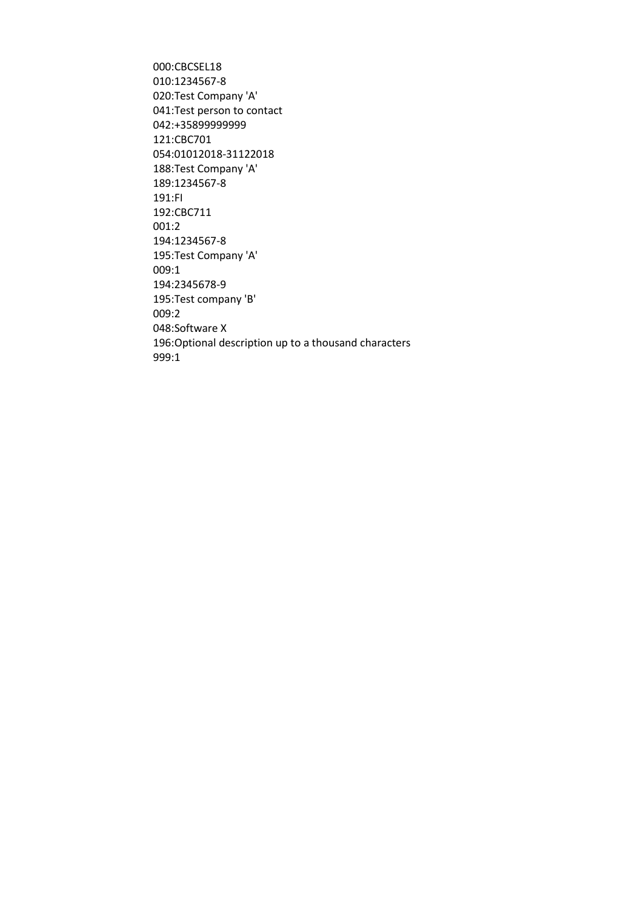```
000:CBCSEL18
010:1234567-8
020:Test Company 'A'
041:Test person to contact
042:+35899999999
121:CBC701
054:01012018-31122018
188:Test Company 'A'
189:1234567-8
191:FI
192:CBC711
001:2
194:1234567-8
195:Test Company 'A'
009:1
194:2345678-9
195:Test company 'B'
009:2
048:Software X
196:Optional description up to a thousand characters
999:1
```